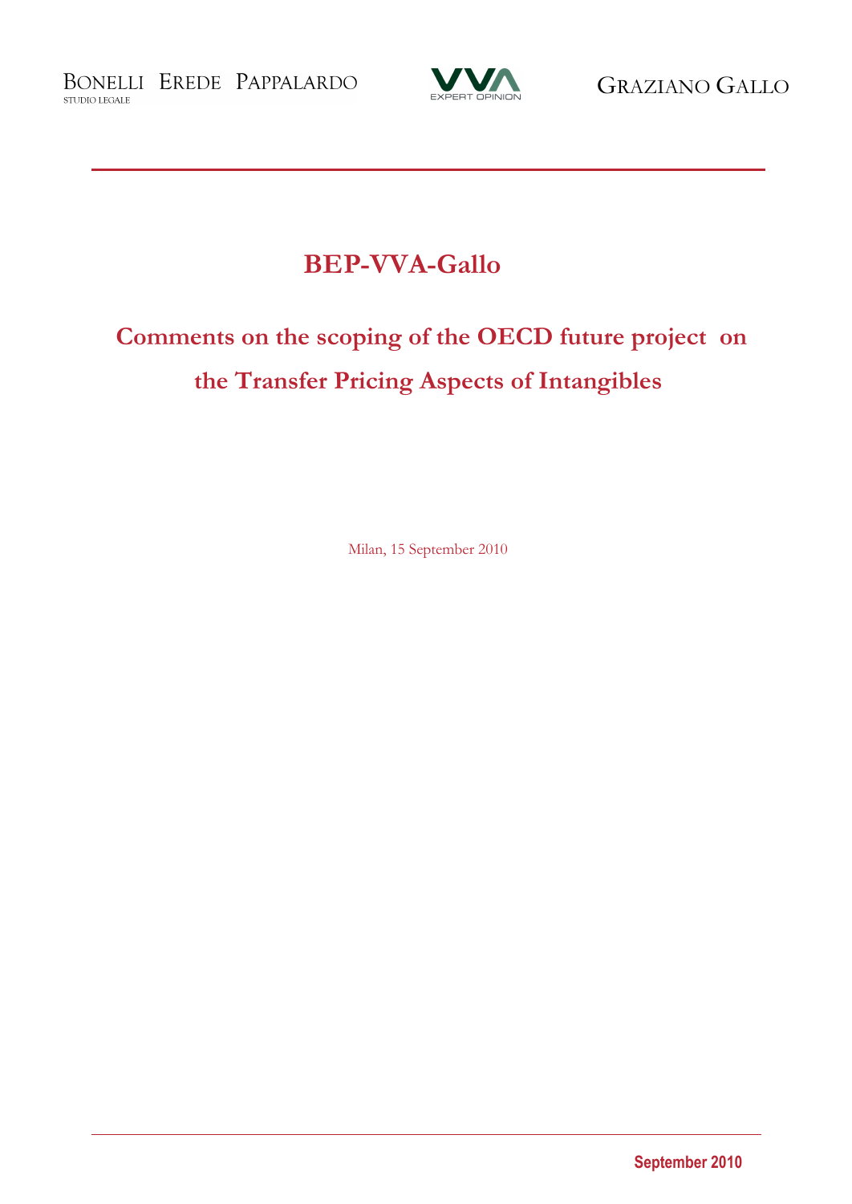BONELLI EREDE PAPPALARDO
STUDIO LEGALE

VVA
EXPERT OPINION

GRAZIANO GALLO

# BEP-VVA-Gallo

## Comments on the scoping of the OECD future project on the Transfer Pricing Aspects of Intangibles

Milan, 15 September 2010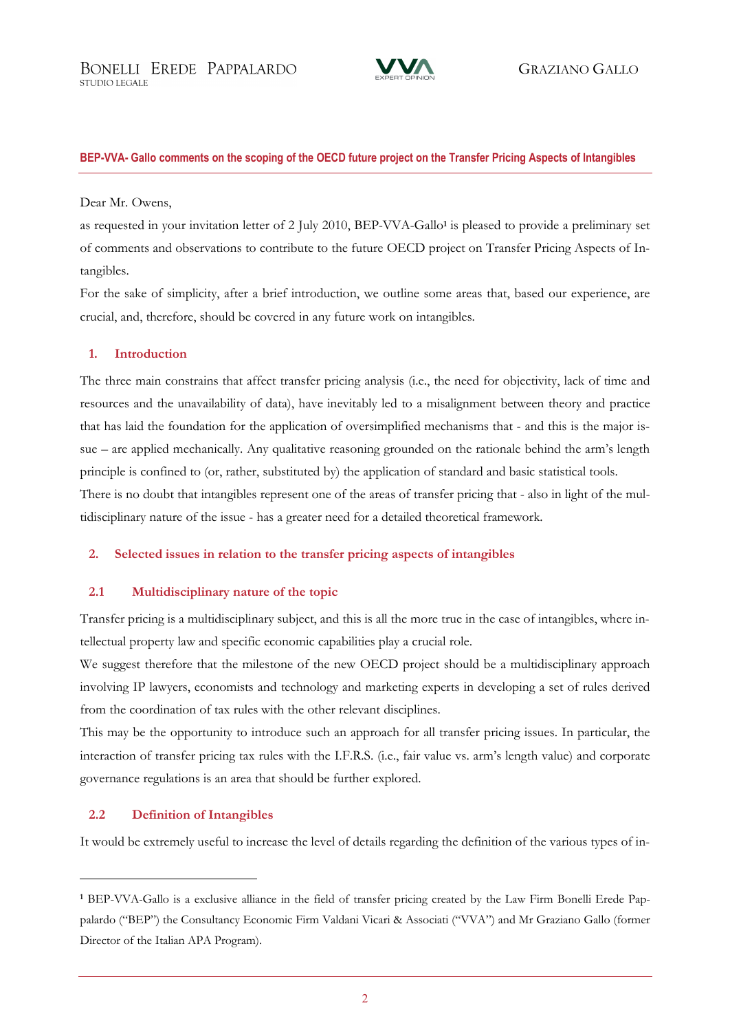BONELLI EREDE PAPPALARDO
STUDIO LEGALE

GRAZIANO GALLO

**BEP-VVA- Gallo comments on the scoping of the OECD future project on the Transfer Pricing Aspects of Intangibles**

Dear Mr. Owens,

as requested in your invitation letter of 2 July 2010, BEP-VVA-Gallo[1] is pleased to provide a preliminary set of comments and observations to contribute to the future OECD project on Transfer Pricing Aspects of Intangibles.

For the sake of simplicity, after a brief introduction, we outline some areas that, based our experience, are crucial, and, therefore, should be covered in any future work on intangibles.

## 1. Introduction

The three main constrains that affect transfer pricing analysis (i.e., the need for objectivity, lack of time and resources and the unavailability of data), have inevitably led to a misalignment between theory and practice that has laid the foundation for the application of oversimplified mechanisms that - and this is the major issue – are applied mechanically. Any qualitative reasoning grounded on the rationale behind the arm's length principle is confined to (or, rather, substituted by) the application of standard and basic statistical tools.

There is no doubt that intangibles represent one of the areas of transfer pricing that - also in light of the multidisciplinary nature of the issue - has a greater need for a detailed theoretical framework.

## 2. Selected issues in relation to the transfer pricing aspects of intangibles

### 2.1 Multidisciplinary nature of the topic

Transfer pricing is a multidisciplinary subject, and this is all the more true in the case of intangibles, where intellectual property law and specific economic capabilities play a crucial role.

We suggest therefore that the milestone of the new OECD project should be a multidisciplinary approach involving IP lawyers, economists and technology and marketing experts in developing a set of rules derived from the coordination of tax rules with the other relevant disciplines.

This may be the opportunity to introduce such an approach for all transfer pricing issues. In particular, the interaction of transfer pricing tax rules with the I.F.R.S. (i.e., fair value vs. arm's length value) and corporate governance regulations is an area that should be further explored.

### 2.2 Definition of Intangibles

It would be extremely useful to increase the level of details regarding the definition of the various types of in-

---

[1] BEP-VVA-Gallo is a exclusive alliance in the field of transfer pricing created by the Law Firm Bonelli Erede Pappalardo ("BEP") the Consultancy Economic Firm Valdani Vicari & Associati ("VVA") and Mr Graziano Gallo (former Director of the Italian APA Program).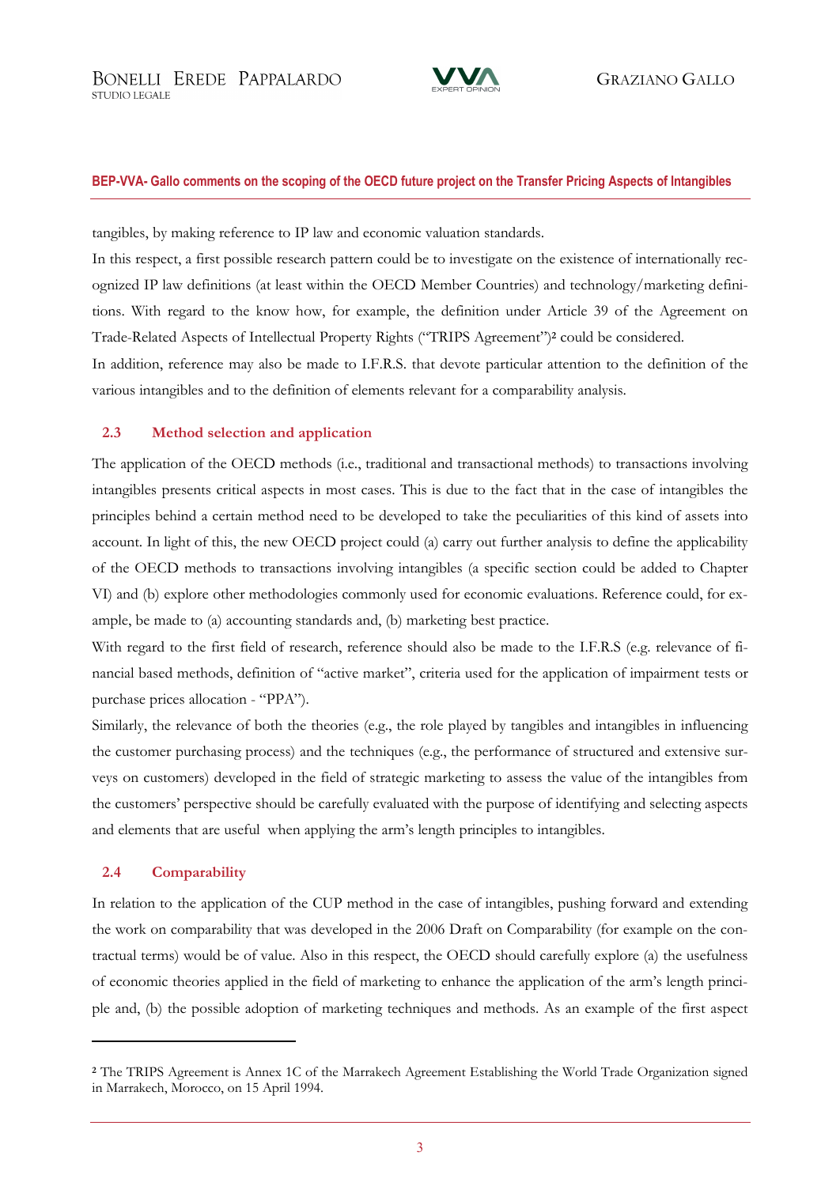tangibles, by making reference to IP law and economic valuation standards.

In this respect, a first possible research pattern could be to investigate on the existence of internationally recognized IP law definitions (at least within the OECD Member Countries) and technology/marketing definitions. With regard to the know how, for example, the definition under Article 39 of the Agreement on Trade-Related Aspects of Intellectual Property Rights ("TRIPS Agreement")[2] could be considered.

In addition, reference may also be made to I.F.R.S. that devote particular attention to the definition of the various intangibles and to the definition of elements relevant for a comparability analysis.

### 2.3 Method selection and application

The application of the OECD methods (i.e., traditional and transactional methods) to transactions involving intangibles presents critical aspects in most cases. This is due to the fact that in the case of intangibles the principles behind a certain method need to be developed to take the peculiarities of this kind of assets into account. In light of this, the new OECD project could (a) carry out further analysis to define the applicability of the OECD methods to transactions involving intangibles (a specific section could be added to Chapter VI) and (b) explore other methodologies commonly used for economic evaluations. Reference could, for example, be made to (a) accounting standards and, (b) marketing best practice.

With regard to the first field of research, reference should also be made to the I.F.R.S (e.g. relevance of financial based methods, definition of "active market", criteria used for the application of impairment tests or purchase prices allocation - "PPA").

Similarly, the relevance of both the theories (e.g., the role played by tangibles and intangibles in influencing the customer purchasing process) and the techniques (e.g., the performance of structured and extensive surveys on customers) developed in the field of strategic marketing to assess the value of the intangibles from the customers' perspective should be carefully evaluated with the purpose of identifying and selecting aspects and elements that are useful when applying the arm's length principles to intangibles.

### 2.4 Comparability

In relation to the application of the CUP method in the case of intangibles, pushing forward and extending the work on comparability that was developed in the 2006 Draft on Comparability (for example on the contractual terms) would be of value. Also in this respect, the OECD should carefully explore (a) the usefulness of economic theories applied in the field of marketing to enhance the application of the arm's length principle and, (b) the possible adoption of marketing techniques and methods. As an example of the first aspect

---

[2] The TRIPS Agreement is Annex 1C of the Marrakech Agreement Establishing the World Trade Organization signed in Marrakech, Morocco, on 15 April 1994.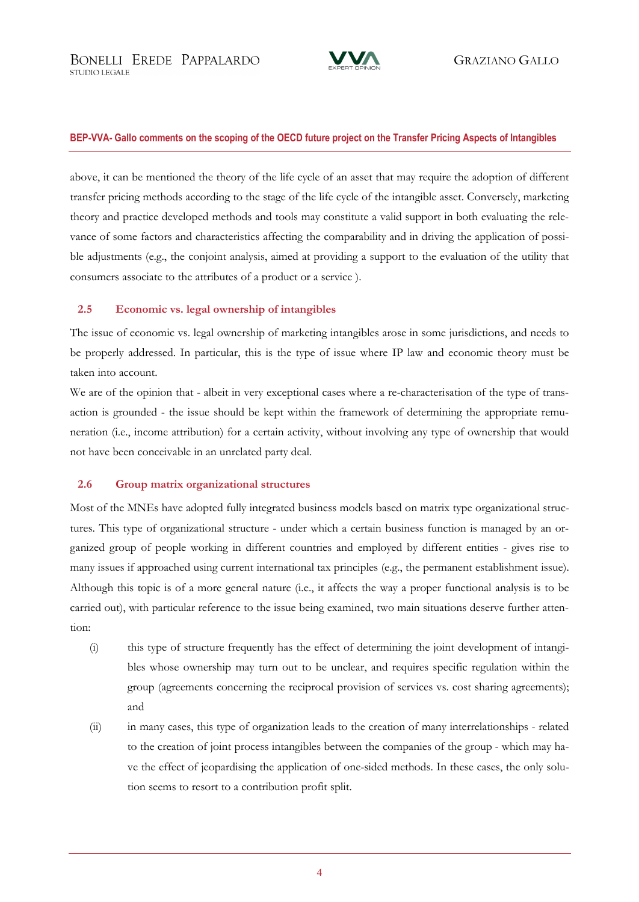above, it can be mentioned the theory of the life cycle of an asset that may require the adoption of different transfer pricing methods according to the stage of the life cycle of the intangible asset. Conversely, marketing theory and practice developed methods and tools may constitute a valid support in both evaluating the relevance of some factors and characteristics affecting the comparability and in driving the application of possible adjustments (e.g., the conjoint analysis, aimed at providing a support to the evaluation of the utility that consumers associate to the attributes of a product or a service ).

## 2.5 Economic vs. legal ownership of intangibles

The issue of economic vs. legal ownership of marketing intangibles arose in some jurisdictions, and needs to be properly addressed. In particular, this is the type of issue where IP law and economic theory must be taken into account.

We are of the opinion that - albeit in very exceptional cases where a re-characterisation of the type of transaction is grounded - the issue should be kept within the framework of determining the appropriate remuneration (i.e., income attribution) for a certain activity, without involving any type of ownership that would not have been conceivable in an unrelated party deal.

## 2.6 Group matrix organizational structures

Most of the MNEs have adopted fully integrated business models based on matrix type organizational structures. This type of organizational structure - under which a certain business function is managed by an organized group of people working in different countries and employed by different entities - gives rise to many issues if approached using current international tax principles (e.g., the permanent establishment issue). Although this topic is of a more general nature (i.e., it affects the way a proper functional analysis is to be carried out), with particular reference to the issue being examined, two main situations deserve further attention:

(i) this type of structure frequently has the effect of determining the joint development of intangibles whose ownership may turn out to be unclear, and requires specific regulation within the group (agreements concerning the reciprocal provision of services vs. cost sharing agreements); and

(ii) in many cases, this type of organization leads to the creation of many interrelationships - related to the creation of joint process intangibles between the companies of the group - which may have the effect of jeopardising the application of one-sided methods. In these cases, the only solution seems to resort to a contribution profit split.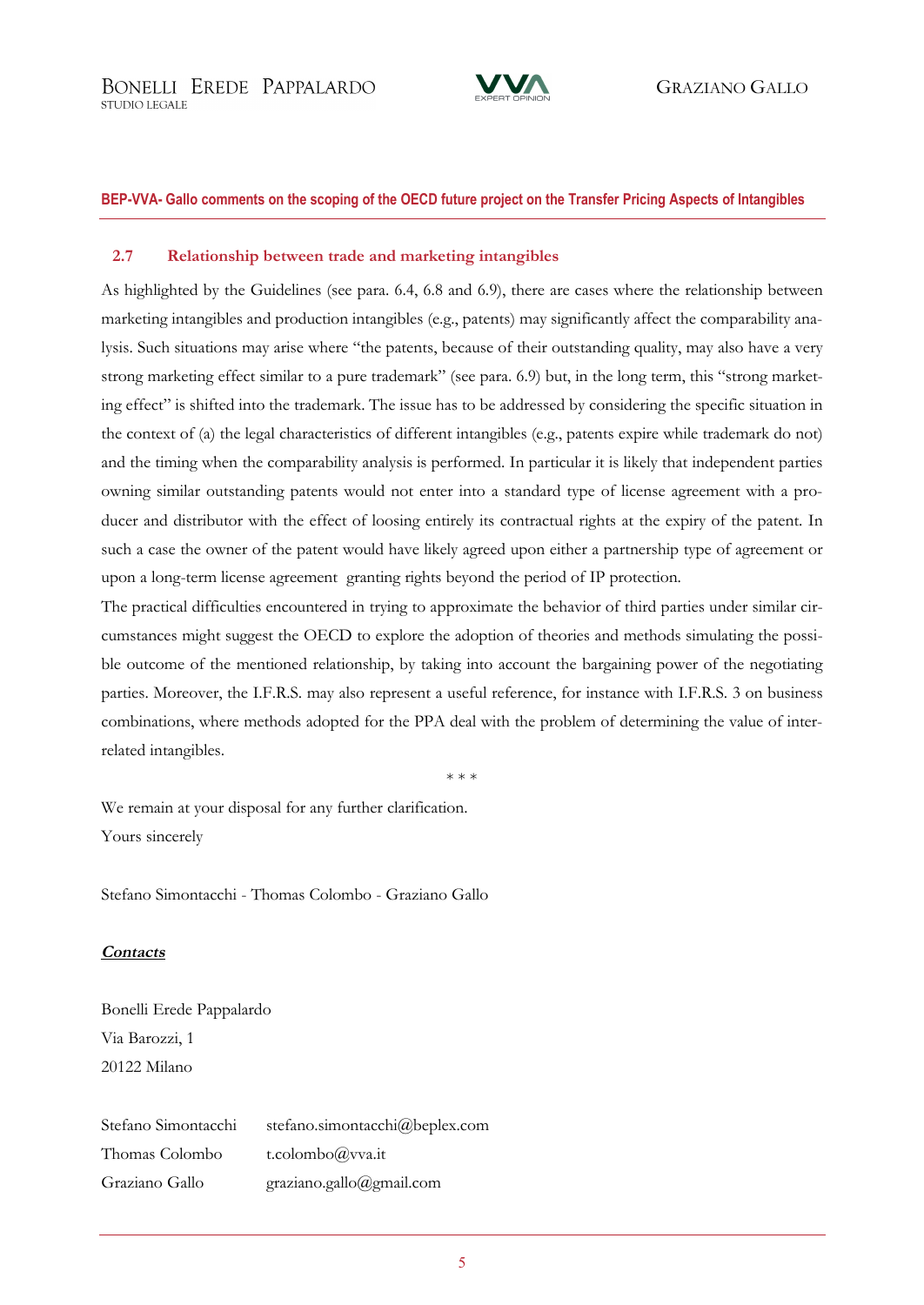### 2.7 Relationship between trade and marketing intangibles

As highlighted by the Guidelines (see para. 6.4, 6.8 and 6.9), there are cases where the relationship between marketing intangibles and production intangibles (e.g., patents) may significantly affect the comparability analysis. Such situations may arise where "the patents, because of their outstanding quality, may also have a very strong marketing effect similar to a pure trademark" (see para. 6.9) but, in the long term, this "strong marketing effect" is shifted into the trademark. The issue has to be addressed by considering the specific situation in the context of (a) the legal characteristics of different intangibles (e.g., patents expire while trademark do not) and the timing when the comparability analysis is performed. In particular it is likely that independent parties owning similar outstanding patents would not enter into a standard type of license agreement with a producer and distributor with the effect of loosing entirely its contractual rights at the expiry of the patent. In such a case the owner of the patent would have likely agreed upon either a partnership type of agreement or upon a long-term license agreement granting rights beyond the period of IP protection.

The practical difficulties encountered in trying to approximate the behavior of third parties under similar circumstances might suggest the OECD to explore the adoption of theories and methods simulating the possible outcome of the mentioned relationship, by taking into account the bargaining power of the negotiating parties. Moreover, the I.F.R.S. may also represent a useful reference, for instance with I.F.R.S. 3 on business combinations, where methods adopted for the PPA deal with the problem of determining the value of interrelated intangibles.

\* \* \*

We remain at your disposal for any further clarification.

Yours sincerely

Stefano Simontacchi - Thomas Colombo - Graziano Gallo

***Contacts***

Bonelli Erede Pappalardo
Via Barozzi, 1
20122 Milano

| | |
|---|---|
| Stefano Simontacchi | stefano.simontacchi@beplex.com |
| Thomas Colombo | t.colombo@vva.it |
| Graziano Gallo | graziano.gallo@gmail.com |